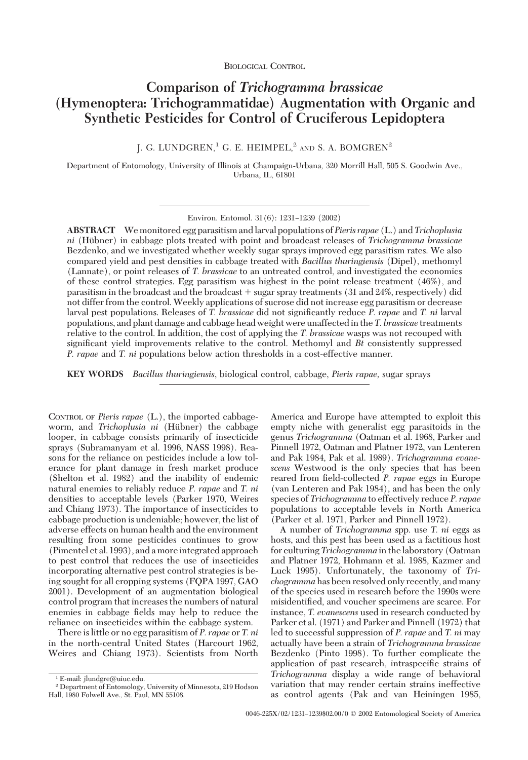Biological Control

# Comparison of *Trichogramma brassicae* (Hymenoptera: Trichogrammatidae) Augmentation with Organic and Synthetic Pesticides for Control of Cruciferous Lepidoptera

J. G. Lundgren,[1] G. E. Heimpel,[2] and S. A. Bomgren[2]

Department of Entomology, University of Illinois at Champaign-Urbana, 320 Morrill Hall, 505 S. Goodwin Ave., Urbana, IL, 61801

Environ. Entomol. 31(6): 1231–1239 (2002)

**ABSTRACT** We monitored egg parasitism and larval populations of *Pieris rapae* (L.) and *Trichoplusia ni* (Hübner) in cabbage plots treated with point and broadcast releases of *Trichogramma brassicae* Bezdenko, and we investigated whether weekly sugar sprays improved egg parasitism rates. We also compared yield and pest densities in cabbage treated with *Bacillus thuringiensis* (Dipel), methomyl (Lannate), or point releases of *T. brassicae* to an untreated control, and investigated the economics of these control strategies. Egg parasitism was highest in the point release treatment (46%), and parasitism in the broadcast and the broadcast + sugar spray treatments (31 and 24%, respectively) did not differ from the control. Weekly applications of sucrose did not increase egg parasitism or decrease larval pest populations. Releases of *T. brassicae* did not significantly reduce *P. rapae* and *T. ni* larval populations, and plant damage and cabbage head weight were unaffected in the *T. brassicae* treatments relative to the control. In addition, the cost of applying the *T. brassicae* wasps was not recouped with significant yield improvements relative to the control. Methomyl and *Bt* consistently suppressed *P. rapae* and *T. ni* populations below action thresholds in a cost-effective manner.

**KEY WORDS** *Bacillus thuringiensis*, biological control, cabbage, *Pieris rapae*, sugar sprays

Control of *Pieris rapae* (L.), the imported cabbageworm, and *Trichoplusia ni* (Hübner) the cabbage looper, in cabbage consists primarily of insecticide sprays (Subramanyam et al. 1996, NASS 1998). Reasons for the reliance on pesticides include a low tolerance for plant damage in fresh market produce (Shelton et al. 1982) and the inability of endemic natural enemies to reliably reduce *P. rapae* and *T. ni* densities to acceptable levels (Parker 1970, Weires and Chiang 1973). The importance of insecticides to cabbage production is undeniable; however, the list of adverse effects on human health and the environment resulting from some pesticides continues to grow (Pimentel et al. 1993), and a more integrated approach to pest control that reduces the use of insecticides incorporating alternative pest control strategies is being sought for all cropping systems (FQPA 1997, GAO 2001). Development of an augmentation biological control program that increases the numbers of natural enemies in cabbage fields may help to reduce the reliance on insecticides within the cabbage system.

There is little or no egg parasitism of *P. rapae* or *T. ni* in the north-central United States (Harcourt 1962, Weires and Chiang 1973). Scientists from North America and Europe have attempted to exploit this empty niche with generalist egg parasitoids in the genus *Trichogramma* (Oatman et al. 1968, Parker and Pinnell 1972, Oatman and Platner 1972, van Lenteren and Pak 1984, Pak et al. 1989). *Trichogramma evanescens* Westwood is the only species that has been reared from field-collected *P. rapae* eggs in Europe (van Lenteren and Pak 1984), and has been the only species of *Trichogramma* to effectively reduce *P. rapae* populations to acceptable levels in North America (Parker et al. 1971, Parker and Pinnell 1972).

A number of *Trichogramma* spp. use *T. ni* eggs as hosts, and this pest has been used as a factitious host for culturing *Trichogramma* in the laboratory (Oatman and Platner 1972, Hohmann et al. 1988, Kazmer and Luck 1995). Unfortunately, the taxonomy of *Trichogramma* has been resolved only recently, and many of the species used in research before the 1990s were misidentified, and voucher specimens are scarce. For instance, *T. evanescens* used in research conducted by Parker et al. (1971) and Parker and Pinnell (1972) that led to successful suppression of *P. rapae* and *T. ni* may actually have been a strain of *Trichogramma brassicae* Bezdenko (Pinto 1998). To further complicate the application of past research, intraspecific strains of *Trichogramma* display a wide range of behavioral variation that may render certain strains ineffective as control agents (Pak and van Heiningen 1985,

[1] E-mail: jlundgre@uiuc.edu.

[2] Department of Entomology, University of Minnesota, 219 Hodson Hall, 1980 Folwell Ave., St. Paul, MN 55108.

0046-225X/02/1231–1239$02.00/0 © 2002 Entomological Society of America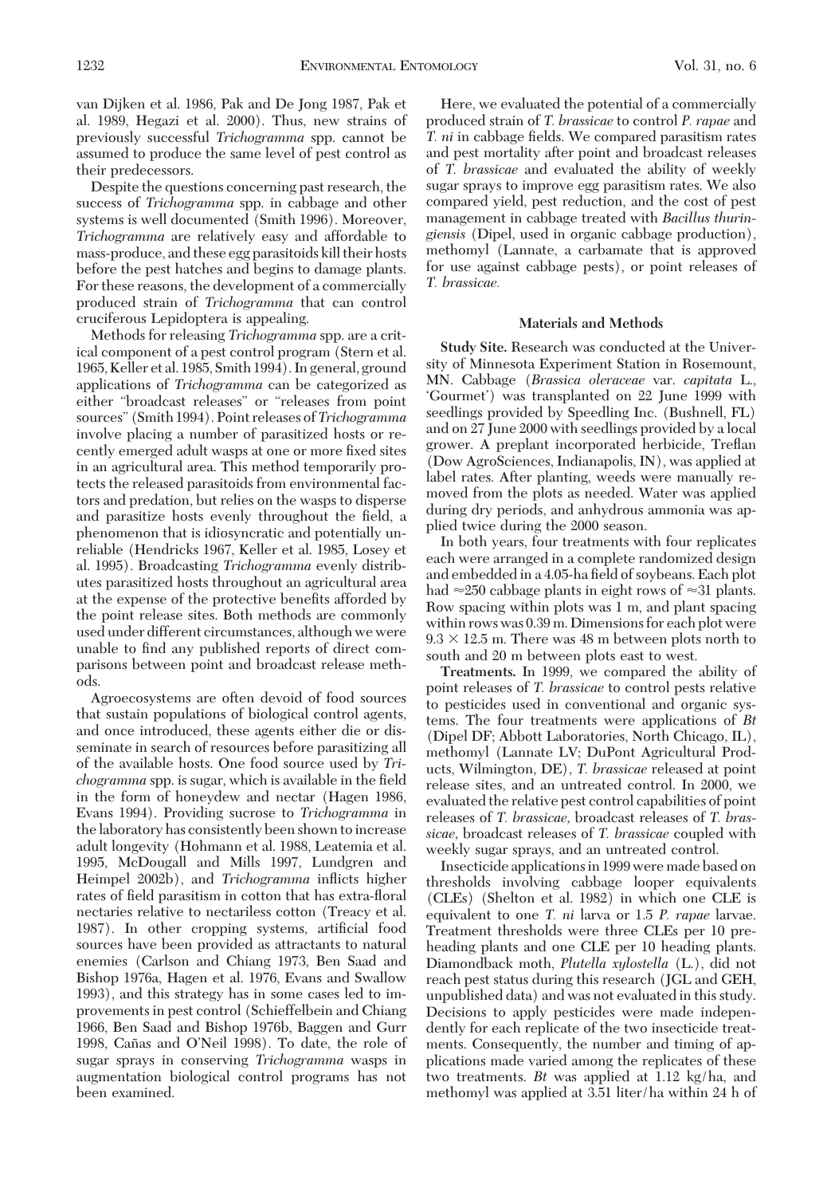van Dijken et al. 1986, Pak and De Jong 1987, Pak et al. 1989, Hegazi et al. 2000). Thus, new strains of previously successful *Trichogramma* spp. cannot be assumed to produce the same level of pest control as their predecessors.

Despite the questions concerning past research, the success of *Trichogramma* spp. in cabbage and other systems is well documented (Smith 1996). Moreover, *Trichogramma* are relatively easy and affordable to mass-produce, and these egg parasitoids kill their hosts before the pest hatches and begins to damage plants. For these reasons, the development of a commercially produced strain of *Trichogramma* that can control cruciferous Lepidoptera is appealing.

Methods for releasing *Trichogramma* spp. are a critical component of a pest control program (Stern et al. 1965, Keller et al. 1985, Smith 1994). In general, ground applications of *Trichogramma* can be categorized as either "broadcast releases" or "releases from point sources" (Smith 1994). Point releases of *Trichogramma* involve placing a number of parasitized hosts or recently emerged adult wasps at one or more fixed sites in an agricultural area. This method temporarily protects the released parasitoids from environmental factors and predation, but relies on the wasps to disperse and parasitize hosts evenly throughout the field, a phenomenon that is idiosyncratic and potentially unreliable (Hendricks 1967, Keller et al. 1985, Losey et al. 1995). Broadcasting *Trichogramma* evenly distributes parasitized hosts throughout an agricultural area at the expense of the protective benefits afforded by the point release sites. Both methods are commonly used under different circumstances, although we were unable to find any published reports of direct comparisons between point and broadcast release methods.

Agroecosystems are often devoid of food sources that sustain populations of biological control agents, and once introduced, these agents either die or disseminate in search of resources before parasitizing all of the available hosts. One food source used by *Trichogramma* spp. is sugar, which is available in the field in the form of honeydew and nectar (Hagen 1986, Evans 1994). Providing sucrose to *Trichogramma* in the laboratory has consistently been shown to increase adult longevity (Hohmann et al. 1988, Leatemia et al. 1995, McDougall and Mills 1997, Lundgren and Heimpel 2002b), and *Trichogramma* inflicts higher rates of field parasitism in cotton that has extra-floral nectaries relative to nectariless cotton (Treacy et al. 1987). In other cropping systems, artificial food sources have been provided as attractants to natural enemies (Carlson and Chiang 1973, Ben Saad and Bishop 1976a, Hagen et al. 1976, Evans and Swallow 1993), and this strategy has in some cases led to improvements in pest control (Schieffelbein and Chiang 1966, Ben Saad and Bishop 1976b, Baggen and Gurr 1998, Cañas and O'Neil 1998). To date, the role of sugar sprays in conserving *Trichogramma* wasps in augmentation biological control programs has not been examined.

Here, we evaluated the potential of a commercially produced strain of *T. brassicae* to control *P. rapae* and *T. ni* in cabbage fields. We compared parasitism rates and pest mortality after point and broadcast releases of *T. brassicae* and evaluated the ability of weekly sugar sprays to improve egg parasitism rates. We also compared yield, pest reduction, and the cost of pest management in cabbage treated with *Bacillus thuringiensis* (Dipel, used in organic cabbage production), methomyl (Lannate, a carbamate that is approved for use against cabbage pests), or point releases of *T. brassicae*.

## Materials and Methods

**Study Site.** Research was conducted at the University of Minnesota Experiment Station in Rosemount, MN. Cabbage (*Brassica oleraceae* var. *capitata* L., 'Gourmet') was transplanted on 22 June 1999 with seedlings provided by Speedling Inc. (Bushnell, FL) and on 27 June 2000 with seedlings provided by a local grower. A preplant incorporated herbicide, Treflan (Dow AgroSciences, Indianapolis, IN), was applied at label rates. After planting, weeds were manually removed from the plots as needed. Water was applied during dry periods, and anhydrous ammonia was applied twice during the 2000 season.

In both years, four treatments with four replicates each were arranged in a complete randomized design and embedded in a 4.05-ha field of soybeans. Each plot had ≈250 cabbage plants in eight rows of ≈31 plants. Row spacing within plots was 1 m, and plant spacing within rows was 0.39 m. Dimensions for each plot were 9.3 × 12.5 m. There was 48 m between plots north to south and 20 m between plots east to west.

**Treatments.** In 1999, we compared the ability of point releases of *T. brassicae* to control pests relative to pesticides used in conventional and organic systems. The four treatments were applications of *Bt* (Dipel DF; Abbott Laboratories, North Chicago, IL), methomyl (Lannate LV; DuPont Agricultural Products, Wilmington, DE), *T. brassicae* released at point release sites, and an untreated control. In 2000, we evaluated the relative pest control capabilities of point releases of *T. brassicae*, broadcast releases of *T. brassicae*, broadcast releases of *T. brassicae* coupled with weekly sugar sprays, and an untreated control.

Insecticide applications in 1999 were made based on thresholds involving cabbage looper equivalents (CLEs) (Shelton et al. 1982) in which one CLE is equivalent to one *T. ni* larva or 1.5 *P. rapae* larvae. Treatment thresholds were three CLEs per 10 preheading plants and one CLE per 10 heading plants. Diamondback moth, *Plutella xylostella* (L.), did not reach pest status during this research (JGL and GEH, unpublished data) and was not evaluated in this study. Decisions to apply pesticides were made independently for each replicate of the two insecticide treatments. Consequently, the number and timing of applications made varied among the replicates of these two treatments. *Bt* was applied at 1.12 kg/ha, and methomyl was applied at 3.51 liter/ha within 24 h of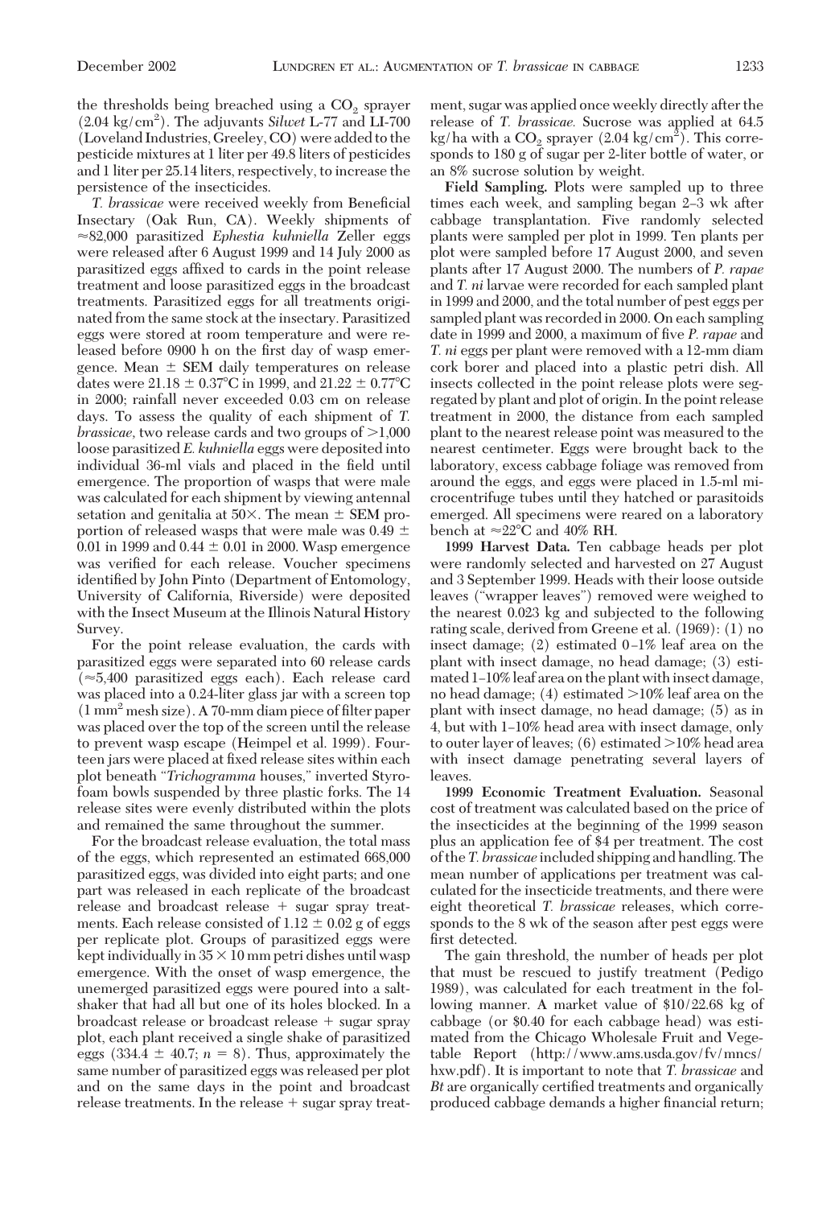the thresholds being breached using a $CO_2$ sprayer (2.04 kg/cm$^2$). The adjuvants *Silwet* L-77 and LI-700 (Loveland Industries, Greeley, CO) were added to the pesticide mixtures at 1 liter per 49.8 liters of pesticides and 1 liter per 25.14 liters, respectively, to increase the persistence of the insecticides.

*T. brassicae* were received weekly from Beneficial Insectary (Oak Run, CA). Weekly shipments of ≈82,000 parasitized *Ephestia kuhniella* Zeller eggs were released after 6 August 1999 and 14 July 2000 as parasitized eggs affixed to cards in the point release treatment and loose parasitized eggs in the broadcast treatments. Parasitized eggs for all treatments originated from the same stock at the insectary. Parasitized eggs were stored at room temperature and were released before 0900 h on the first day of wasp emergence. Mean ± SEM daily temperatures on release dates were 21.18 ± 0.37°C in 1999, and 21.22 ± 0.77°C in 2000; rainfall never exceeded 0.03 cm on release days. To assess the quality of each shipment of *T. brassicae*, two release cards and two groups of >1,000 loose parasitized *E. kuhniella* eggs were deposited into individual 36-ml vials and placed in the field until emergence. The proportion of wasps that were male was calculated for each shipment by viewing antennal setation and genitalia at 50×. The mean ± SEM proportion of released wasps that were male was 0.49 ± 0.01 in 1999 and 0.44 ± 0.01 in 2000. Wasp emergence was verified for each release. Voucher specimens identified by John Pinto (Department of Entomology, University of California, Riverside) were deposited with the Insect Museum at the Illinois Natural History Survey.

For the point release evaluation, the cards with parasitized eggs were separated into 60 release cards (≈5,400 parasitized eggs each). Each release card was placed into a 0.24-liter glass jar with a screen top (1 mm$^2$ mesh size). A 70-mm diam piece of filter paper was placed over the top of the screen until the release to prevent wasp escape (Heimpel et al. 1999). Fourteen jars were placed at fixed release sites within each plot beneath "*Trichogramma* houses," inverted Styrofoam bowls suspended by three plastic forks. The 14 release sites were evenly distributed within the plots and remained the same throughout the summer.

For the broadcast release evaluation, the total mass of the eggs, which represented an estimated 668,000 parasitized eggs, was divided into eight parts; and one part was released in each replicate of the broadcast release and broadcast release + sugar spray treatments. Each release consisted of 1.12 ± 0.02 g of eggs per replicate plot. Groups of parasitized eggs were kept individually in 35 × 10 mm petri dishes until wasp emergence. With the onset of wasp emergence, the unemerged parasitized eggs were poured into a saltshaker that had all but one of its holes blocked. In a broadcast release or broadcast release + sugar spray plot, each plant received a single shake of parasitized eggs (334.4 ± 40.7; $n = 8$). Thus, approximately the same number of parasitized eggs was released per plot and on the same days in the point and broadcast release treatments. In the release + sugar spray treatment, sugar was applied once weekly directly after the release of *T. brassicae.* Sucrose was applied at 64.5 kg/ha with a $CO_2$ sprayer (2.04 kg/cm$^2$). This corresponds to 180 g of sugar per 2-liter bottle of water, or an 8% sucrose solution by weight.

**Field Sampling.** Plots were sampled up to three times each week, and sampling began 2–3 wk after cabbage transplantation. Five randomly selected plants were sampled per plot in 1999. Ten plants per plot were sampled before 17 August 2000, and seven plants after 17 August 2000. The numbers of *P. rapae* and *T. ni* larvae were recorded for each sampled plant in 1999 and 2000, and the total number of pest eggs per sampled plant was recorded in 2000. On each sampling date in 1999 and 2000, a maximum of five *P. rapae* and *T. ni* eggs per plant were removed with a 12-mm diam cork borer and placed into a plastic petri dish. All insects collected in the point release plots were segregated by plant and plot of origin. In the point release treatment in 2000, the distance from each sampled plant to the nearest release point was measured to the nearest centimeter. Eggs were brought back to the laboratory, excess cabbage foliage was removed from around the eggs, and eggs were placed in 1.5-ml microcentrifuge tubes until they hatched or parasitoids emerged. All specimens were reared on a laboratory bench at ≈22°C and 40% RH.

**1999 Harvest Data.** Ten cabbage heads per plot were randomly selected and harvested on 27 August and 3 September 1999. Heads with their loose outside leaves ("wrapper leaves") removed were weighed to the nearest 0.023 kg and subjected to the following rating scale, derived from Greene et al. (1969): (1) no insect damage; (2) estimated 0–1% leaf area on the plant with insect damage, no head damage; (3) estimated 1–10% leaf area on the plant with insect damage, no head damage; (4) estimated >10% leaf area on the plant with insect damage, no head damage; (5) as in 4, but with 1–10% head area with insect damage, only to outer layer of leaves; (6) estimated >10% head area with insect damage penetrating several layers of leaves.

**1999 Economic Treatment Evaluation.** Seasonal cost of treatment was calculated based on the price of the insecticides at the beginning of the 1999 season plus an application fee of $4 per treatment. The cost of the *T. brassicae* included shipping and handling. The mean number of applications per treatment was calculated for the insecticide treatments, and there were eight theoretical *T. brassicae* releases, which corresponds to the 8 wk of the season after pest eggs were first detected.

The gain threshold, the number of heads per plot that must be rescued to justify treatment (Pedigo 1989), was calculated for each treatment in the following manner. A market value of $10/22.68 kg of cabbage (or $0.40 for each cabbage head) was estimated from the Chicago Wholesale Fruit and Vegetable Report (http://www.ams.usda.gov/fv/mncs/hxw.pdf). It is important to note that *T. brassicae* and *Bt* are organically certified treatments and organically produced cabbage demands a higher financial return;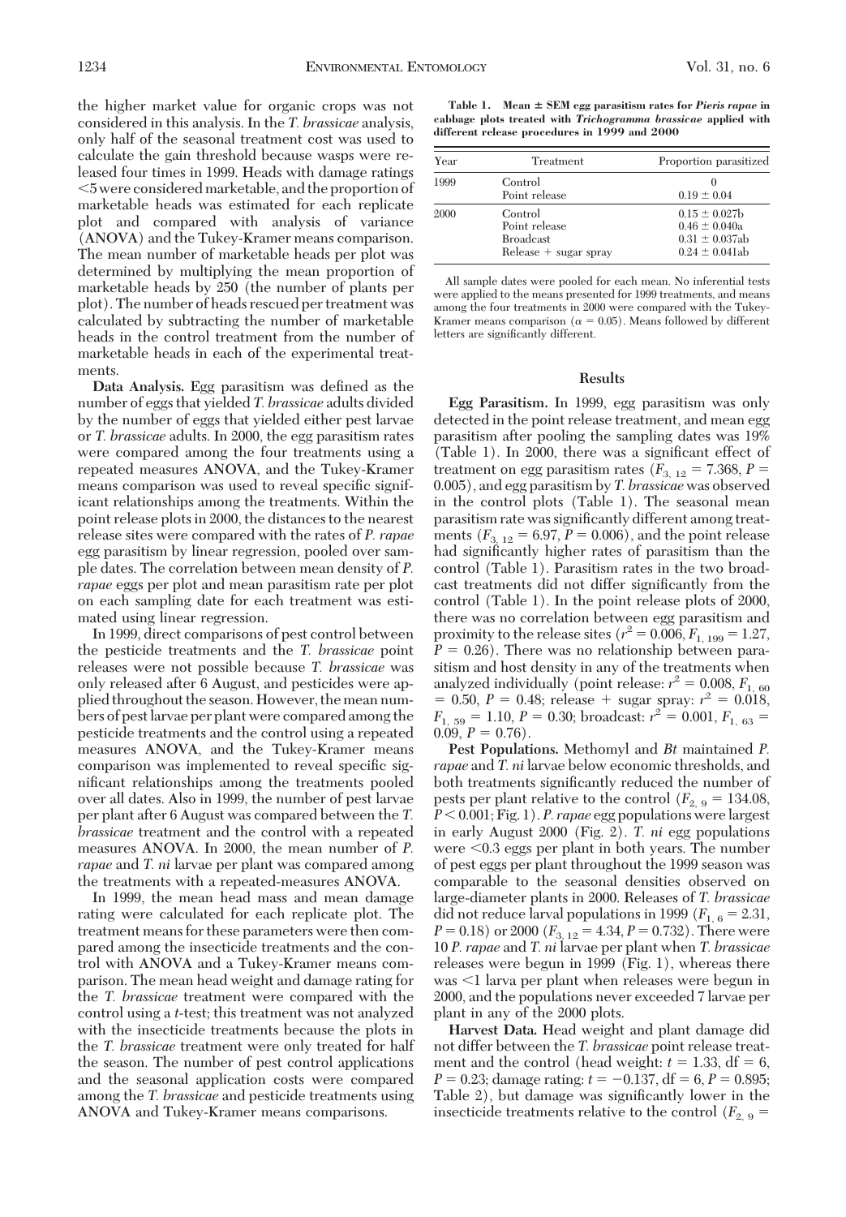the higher market value for organic crops was not considered in this analysis. In the *T. brassicae* analysis, only half of the seasonal treatment cost was used to calculate the gain threshold because wasps were released four times in 1999. Heads with damage ratings <5 were considered marketable, and the proportion of marketable heads was estimated for each replicate plot and compared with analysis of variance (ANOVA) and the Tukey-Kramer means comparison. The mean number of marketable heads per plot was determined by multiplying the mean proportion of marketable heads by 250 (the number of plants per plot). The number of heads rescued per treatment was calculated by subtracting the number of marketable heads in the control treatment from the number of marketable heads in each of the experimental treatments.

**Data Analysis.** Egg parasitism was defined as the number of eggs that yielded *T. brassicae* adults divided by the number of eggs that yielded either pest larvae or *T. brassicae* adults. In 2000, the egg parasitism rates were compared among the four treatments using a repeated measures ANOVA, and the Tukey-Kramer means comparison was used to reveal specific significant relationships among the treatments. Within the point release plots in 2000, the distances to the nearest release sites were compared with the rates of *P. rapae* egg parasitism by linear regression, pooled over sample dates. The correlation between mean density of *P. rapae* eggs per plot and mean parasitism rate per plot on each sampling date for each treatment was estimated using linear regression.

In 1999, direct comparisons of pest control between the pesticide treatments and the *T. brassicae* point releases were not possible because *T. brassicae* was only released after 6 August, and pesticides were applied throughout the season. However, the mean numbers of pest larvae per plant were compared among the pesticide treatments and the control using a repeated measures ANOVA, and the Tukey-Kramer means comparison was implemented to reveal specific significant relationships among the treatments pooled over all dates. Also in 1999, the number of pest larvae per plant after 6 August was compared between the *T. brassicae* treatment and the control with a repeated measures ANOVA. In 2000, the mean number of *P. rapae* and *T. ni* larvae per plant was compared among the treatments with a repeated-measures ANOVA.

In 1999, the mean head mass and mean damage rating were calculated for each replicate plot. The treatment means for these parameters were then compared among the insecticide treatments and the control with ANOVA and a Tukey-Kramer means comparison. The mean head weight and damage rating for the *T. brassicae* treatment were compared with the control using a *t*-test; this treatment was not analyzed with the insecticide treatments because the plots in the *T. brassicae* treatment were only treated for half the season. The number of pest control applications and the seasonal application costs were compared among the *T. brassicae* and pesticide treatments using ANOVA and Tukey-Kramer means comparisons.

**Table 1. Mean ± SEM egg parasitism rates for *Pieris rapae* in cabbage plots treated with *Trichogramma brassicae* applied with different release procedures in 1999 and 2000**

| Year | Treatment | Proportion parasitized |
|---|---|---|
| 1999 | Control | 0 |
| | Point release | 0.19 ± 0.04 |
| 2000 | Control | 0.15 ± 0.027b |
| | Point release | 0.46 ± 0.040a |
| | Broadcast | 0.31 ± 0.037ab |
| | Release + sugar spray | 0.24 ± 0.041ab |

All sample dates were pooled for each mean. No inferential tests were applied to the means presented for 1999 treatments, and means among the four treatments in 2000 were compared with the Tukey-Kramer means comparison ($\alpha = 0.05$). Means followed by different letters are significantly different.

## Results

**Egg Parasitism.** In 1999, egg parasitism was only detected in the point release treatment, and mean egg parasitism after pooling the sampling dates was 19% (Table 1). In 2000, there was a significant effect of treatment on egg parasitism rates ($F_{3,\,12} = 7.368$, $P = 0.005$), and egg parasitism by *T. brassicae* was observed in the control plots (Table 1). The seasonal mean parasitism rate was significantly different among treatments ($F_{3,\,12} = 6.97$, $P = 0.006$), and the point release had significantly higher rates of parasitism than the control (Table 1). Parasitism rates in the two broadcast treatments did not differ significantly from the control (Table 1). In the point release plots of 2000, there was no correlation between egg parasitism and proximity to the release sites ($r^2 = 0.006$, $F_{1,\,199} = 1.27$, $P = 0.26$). There was no relationship between parasitism and host density in any of the treatments when analyzed individually (point release: $r^2 = 0.008$, $F_{1,\,60} = 0.50$, $P = 0.48$; release + sugar spray: $r^2 = 0.018$, $F_{1,\,59} = 1.10$, $P = 0.30$; broadcast: $r^2 = 0.001$, $F_{1,\,63} = 0.09$, $P = 0.76$).

**Pest Populations.** Methomyl and *Bt* maintained *P. rapae* and *T. ni* larvae below economic thresholds, and both treatments significantly reduced the number of pests per plant relative to the control ($F_{2,\,9} = 134.08$, $P < 0.001$; Fig. 1). *P. rapae* egg populations were largest in early August 2000 (Fig. 2). *T. ni* egg populations were <0.3 eggs per plant in both years. The number of pest eggs per plant throughout the 1999 season was comparable to the seasonal densities observed on large-diameter plants in 2000. Releases of *T. brassicae* did not reduce larval populations in 1999 ($F_{1,\,6} = 2.31$, $P = 0.18$) or 2000 ($F_{3,\,12} = 4.34$, $P = 0.732$). There were 10 *P. rapae* and *T. ni* larvae per plant when *T. brassicae* releases were begun in 1999 (Fig. 1), whereas there was <1 larva per plant when releases were begun in 2000, and the populations never exceeded 7 larvae per plant in any of the 2000 plots.

**Harvest Data.** Head weight and plant damage did not differ between the *T. brassicae* point release treatment and the control (head weight: $t = 1.33$, df = 6, $P = 0.23$; damage rating: $t = -0.137$, df = 6, $P = 0.895$; Table 2), but damage was significantly lower in the insecticide treatments relative to the control ($F_{2,\,9} =$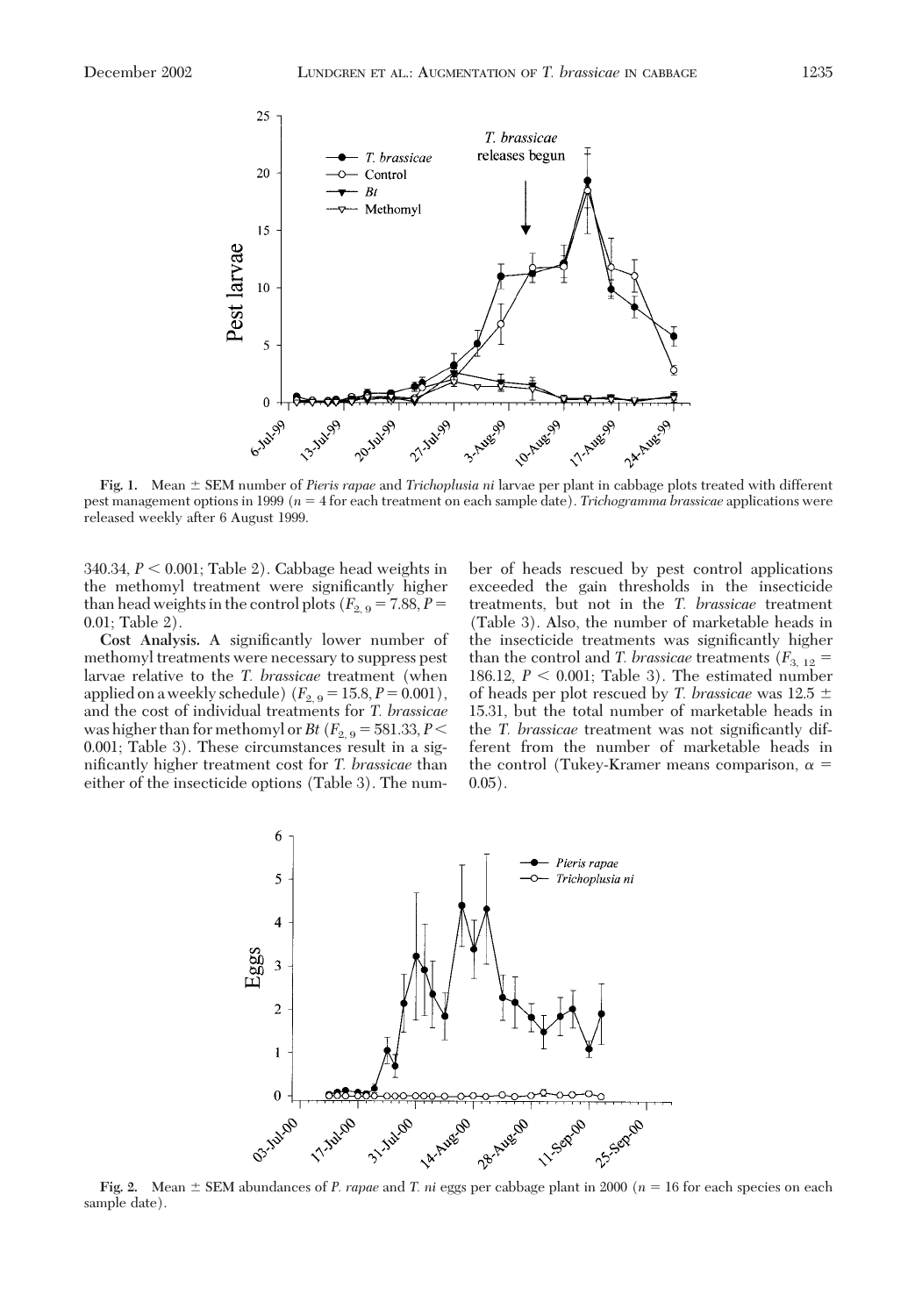**Fig. 1.** Mean ± SEM number of *Pieris rapae* and *Trichoplusia ni* larvae per plant in cabbage plots treated with different pest management options in 1999 ($n = 4$ for each treatment on each sample date). *Trichogramma brassicae* applications were released weekly after 6 August 1999.

340.34, $P < 0.001$; Table 2). Cabbage head weights in the methomyl treatment were significantly higher than head weights in the control plots ($F_{2, 9} = 7.88$, $P = 0.01$; Table 2).

**Cost Analysis.** A significantly lower number of methomyl treatments were necessary to suppress pest larvae relative to the *T. brassicae* treatment (when applied on a weekly schedule) ($F_{2, 9} = 15.8$, $P = 0.001$), and the cost of individual treatments for *T. brassicae* was higher than for methomyl or *Bt* ($F_{2, 9} = 581.33$, $P < 0.001$; Table 3). These circumstances result in a significantly higher treatment cost for *T. brassicae* than either of the insecticide options (Table 3). The number of heads rescued by pest control applications exceeded the gain thresholds in the insecticide treatments, but not in the *T. brassicae* treatment (Table 3). Also, the number of marketable heads in the insecticide treatments was significantly higher than the control and *T. brassicae* treatments ($F_{3, 12} = 186.12$, $P < 0.001$; Table 3). The estimated number of heads per plot rescued by *T. brassicae* was 12.5 ± 15.31, but the total number of marketable heads in the *T. brassicae* treatment was not significantly different from the number of marketable heads in the control (Tukey-Kramer means comparison, $\alpha = 0.05$).

**Fig. 2.** Mean ± SEM abundances of *P. rapae* and *T. ni* eggs per cabbage plant in 2000 ($n = 16$ for each species on each sample date).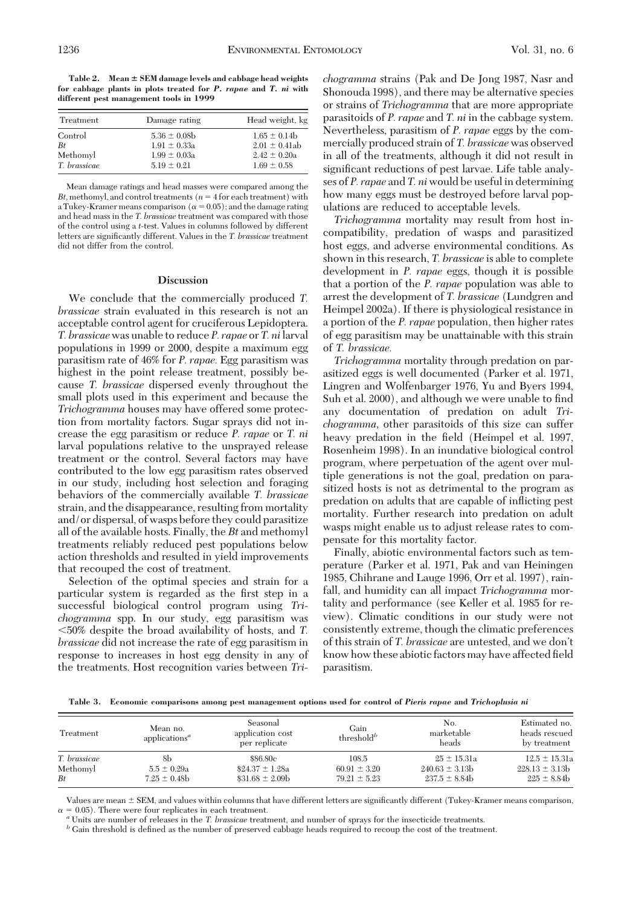**Table 2. Mean ± SEM damage levels and cabbage head weights for cabbage plants in plots treated for *P. rapae* and *T. ni* with different pest management tools in 1999**

| Treatment | Damage rating | Head weight, kg |
|---|---|---|
| Control | 5.36 ± 0.08b | 1.65 ± 0.14b |
| *Bt* | 1.91 ± 0.33a | 2.01 ± 0.41ab |
| Methomyl | 1.99 ± 0.03a | 2.42 ± 0.20a |
| *T. brassicae* | 5.19 ± 0.21 | 1.69 ± 0.58 |

Mean damage ratings and head masses were compared among the *Bt*, methomyl, and control treatments ($n = 4$ for each treatment) with a Tukey-Kramer means comparison ($\alpha = 0.05$); and the damage rating and head mass in the *T. brassicae* treatment was compared with those of the control using a *t*-test. Values in columns followed by different letters are significantly different. Values in the *T. brassicae* treatment did not differ from the control.

## Discussion

We conclude that the commercially produced *T. brassicae* strain evaluated in this research is not an acceptable control agent for cruciferous Lepidoptera. *T. brassicae* was unable to reduce *P. rapae* or *T. ni* larval populations in 1999 or 2000, despite a maximum egg parasitism rate of 46% for *P. rapae.* Egg parasitism was highest in the point release treatment, possibly because *T. brassicae* dispersed evenly throughout the small plots used in this experiment and because the *Trichogramma* houses may have offered some protection from mortality factors. Sugar sprays did not increase the egg parasitism or reduce *P. rapae* or *T. ni* larval populations relative to the unsprayed release treatment or the control. Several factors may have contributed to the low egg parasitism rates observed in our study, including host selection and foraging behaviors of the commercially available *T. brassicae* strain, and the disappearance, resulting from mortality and/or dispersal, of wasps before they could parasitize all of the available hosts. Finally, the *Bt* and methomyl treatments reliably reduced pest populations below action thresholds and resulted in yield improvements that recouped the cost of treatment.

Selection of the optimal species and strain for a particular system is regarded as the first step in a successful biological control program using *Trichogramma* spp. In our study, egg parasitism was <50% despite the broad availability of hosts, and *T. brassicae* did not increase the rate of egg parasitism in response to increases in host egg density in any of the treatments. Host recognition varies between *Trichogramma* strains (Pak and De Jong 1987, Nasr and Shonouda 1998), and there may be alternative species or strains of *Trichogramma* that are more appropriate parasitoids of *P. rapae* and *T. ni* in the cabbage system. Nevertheless, parasitism of *P. rapae* eggs by the commercially produced strain of *T. brassicae* was observed in all of the treatments, although it did not result in significant reductions of pest larvae. Life table analyses of *P. rapae* and *T. ni* would be useful in determining how many eggs must be destroyed before larval populations are reduced to acceptable levels.

*Trichogramma* mortality may result from host incompatibility, predation of wasps and parasitized host eggs, and adverse environmental conditions. As shown in this research, *T. brassicae* is able to complete development in *P. rapae* eggs, though it is possible that a portion of the *P. rapae* population was able to arrest the development of *T. brassicae* (Lundgren and Heimpel 2002a). If there is physiological resistance in a portion of the *P. rapae* population, then higher rates of egg parasitism may be unattainable with this strain of *T. brassicae.*

*Trichogramma* mortality through predation on parasitized eggs is well documented (Parker et al. 1971, Lingren and Wolfenbarger 1976, Yu and Byers 1994, Suh et al. 2000), and although we were unable to find any documentation of predation on adult *Trichogramma,* other parasitoids of this size can suffer heavy predation in the field (Heimpel et al. 1997, Rosenheim 1998). In an inundative biological control program, where perpetuation of the agent over multiple generations is not the goal, predation on parasitized hosts is not as detrimental to the program as predation on adults that are capable of inflicting pest mortality. Further research into predation on adult wasps might enable us to adjust release rates to compensate for this mortality factor.

Finally, abiotic environmental factors such as temperature (Parker et al. 1971, Pak and van Heiningen 1985, Chihrane and Lauge 1996, Orr et al. 1997), rainfall, and humidity can all impact *Trichogramma* mortality and performance (see Keller et al. 1985 for review). Climatic conditions in our study were not consistently extreme, though the climatic preferences of this strain of *T. brassicae* are untested, and we don't know how these abiotic factors may have affected field parasitism.

**Table 3. Economic comparisons among pest management options used for control of *Pieris rapae* and *Trichoplusia ni***

| Treatment | Mean no. applications[a] | Seasonal application cost per replicate | Gain threshold[b] | No. marketable heads | Estimated no. heads rescued by treatment |
|---|---|---|---|---|---|
| *T. brassicae* | 8b | $86.80c | 108.5 | 25 ± 15.31a | 12.5 ± 15.31a |
| Methomyl | 5.5 ± 0.29a | $24.37 ± 1.28a | 60.91 ± 3.20 | 240.63 ± 3.13b | 228.13 ± 3.13b |
| *Bt* | 7.25 ± 0.48b | $31.68 ± 2.09b | 79.21 ± 5.23 | 237.5 ± 8.84b | 225 ± 8.84b |

Values are mean ± SEM, and values within columns that have different letters are significantly different (Tukey-Kramer means comparison, $\alpha = 0.05$). There were four replicates in each treatment.

[a] Units are number of releases in the *T. brassicae* treatment, and number of sprays for the insecticide treatments.

[b] Gain threshold is defined as the number of preserved cabbage heads required to recoup the cost of the treatment.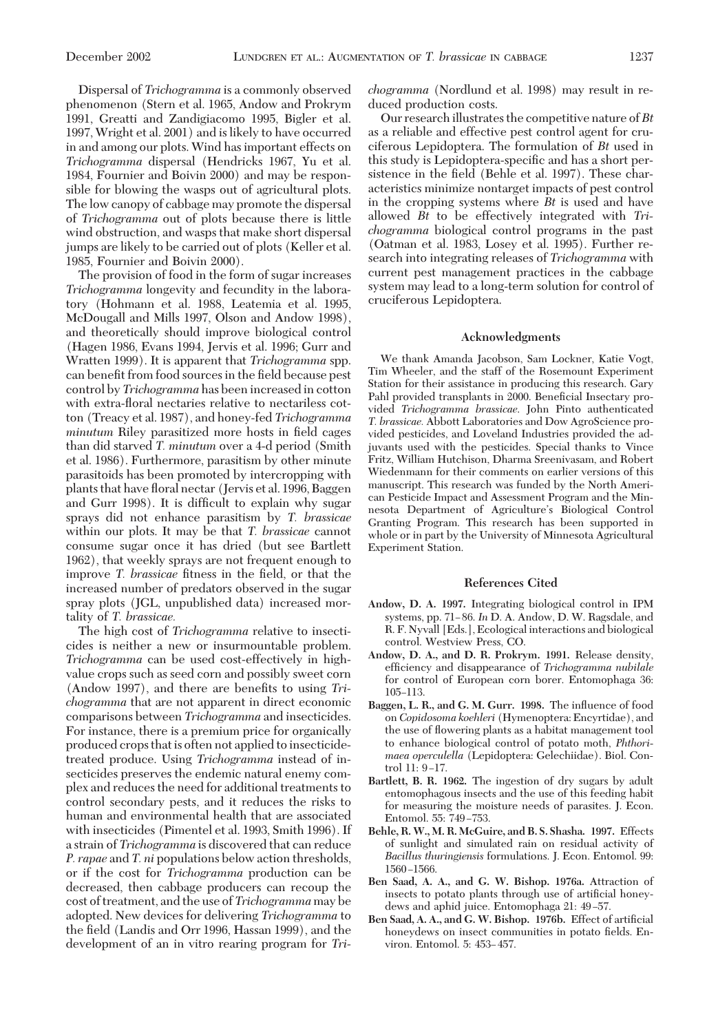Dispersal of *Trichogramma* is a commonly observed phenomenon (Stern et al. 1965, Andow and Prokrym 1991, Greatti and Zandigiacomo 1995, Bigler et al. 1997, Wright et al. 2001) and is likely to have occurred in and among our plots. Wind has important effects on *Trichogramma* dispersal (Hendricks 1967, Yu et al. 1984, Fournier and Boivin 2000) and may be responsible for blowing the wasps out of agricultural plots. The low canopy of cabbage may promote the dispersal of *Trichogramma* out of plots because there is little wind obstruction, and wasps that make short dispersal jumps are likely to be carried out of plots (Keller et al. 1985, Fournier and Boivin 2000).

The provision of food in the form of sugar increases *Trichogramma* longevity and fecundity in the laboratory (Hohmann et al. 1988, Leatemia et al. 1995, McDougall and Mills 1997, Olson and Andow 1998), and theoretically should improve biological control (Hagen 1986, Evans 1994, Jervis et al. 1996; Gurr and Wratten 1999). It is apparent that *Trichogramma* spp. can benefit from food sources in the field because pest control by *Trichogramma* has been increased in cotton with extra-floral nectaries relative to nectariless cotton (Treacy et al. 1987), and honey-fed *Trichogramma minutum* Riley parasitized more hosts in field cages than did starved *T. minutum* over a 4-d period (Smith et al. 1986). Furthermore, parasitism by other minute parasitoids has been promoted by intercropping with plants that have floral nectar (Jervis et al. 1996, Baggen and Gurr 1998). It is difficult to explain why sugar sprays did not enhance parasitism by *T. brassicae* within our plots. It may be that *T. brassicae* cannot consume sugar once it has dried (but see Bartlett 1962), that weekly sprays are not frequent enough to improve *T. brassicae* fitness in the field, or that the increased number of predators observed in the sugar spray plots (JGL, unpublished data) increased mortality of *T. brassicae.*

The high cost of *Trichogramma* relative to insecticides is neither a new or insurmountable problem. *Trichogramma* can be used cost-effectively in high-value crops such as seed corn and possibly sweet corn (Andow 1997), and there are benefits to using *Trichogramma* that are not apparent in direct economic comparisons between *Trichogramma* and insecticides. For instance, there is a premium price for organically produced crops that is often not applied to insecticide-treated produce. Using *Trichogramma* instead of insecticides preserves the endemic natural enemy complex and reduces the need for additional treatments to control secondary pests, and it reduces the risks to human and environmental health that are associated with insecticides (Pimentel et al. 1993, Smith 1996). If a strain of *Trichogramma* is discovered that can reduce *P. rapae* and *T. ni* populations below action thresholds, or if the cost for *Trichogramma* production can be decreased, then cabbage producers can recoup the cost of treatment, and the use of *Trichogramma* may be adopted. New devices for delivering *Trichogramma* to the field (Landis and Orr 1996, Hassan 1999), and the development of an in vitro rearing program for *Trichogramma* (Nordlund et al. 1998) may result in reduced production costs.

Our research illustrates the competitive nature of *Bt* as a reliable and effective pest control agent for cruciferous Lepidoptera. The formulation of *Bt* used in this study is Lepidoptera-specific and has a short persistence in the field (Behle et al. 1997). These characteristics minimize nontarget impacts of pest control in the cropping systems where *Bt* is used and have allowed *Bt* to be effectively integrated with *Trichogramma* biological control programs in the past (Oatman et al. 1983, Losey et al. 1995). Further research into integrating releases of *Trichogramma* with current pest management practices in the cabbage system may lead to a long-term solution for control of cruciferous Lepidoptera.

## Acknowledgments

We thank Amanda Jacobson, Sam Lockner, Katie Vogt, Tim Wheeler, and the staff of the Rosemount Experiment Station for their assistance in producing this research. Gary Pahl provided transplants in 2000. Beneficial Insectary provided *Trichogramma brassicae.* John Pinto authenticated *T. brassicae.* Abbott Laboratories and Dow AgroScience provided pesticides, and Loveland Industries provided the adjuvants used with the pesticides. Special thanks to Vince Fritz, William Hutchison, Dharma Sreenivasam, and Robert Wiedenmann for their comments on earlier versions of this manuscript. This research was funded by the North American Pesticide Impact and Assessment Program and the Minnesota Department of Agriculture's Biological Control Granting Program. This research has been supported in whole or in part by the University of Minnesota Agricultural Experiment Station.

## References Cited

**Andow, D. A. 1997.** Integrating biological control in IPM systems, pp. 71–86. *In* D. A. Andow, D. W. Ragsdale, and R. F. Nyvall [Eds.], Ecological interactions and biological control. Westview Press, CO.

**Andow, D. A., and D. R. Prokrym. 1991.** Release density, efficiency and disappearance of *Trichogramma nubilale* for control of European corn borer. Entomophaga 36: 105–113.

**Baggen, L. R., and G. M. Gurr. 1998.** The influence of food on *Copidosoma koehleri* (Hymenoptera: Encyrtidae), and the use of flowering plants as a habitat management tool to enhance biological control of potato moth, *Phthorimaea operculella* (Lepidoptera: Gelechiidae). Biol. Control 11: 9–17.

**Bartlett, B. R. 1962.** The ingestion of dry sugars by adult entomophagous insects and the use of this feeding habit for measuring the moisture needs of parasites. J. Econ. Entomol. 55: 749–753.

**Behle, R. W., M. R. McGuire, and B. S. Shasha. 1997.** Effects of sunlight and simulated rain on residual activity of *Bacillus thuringiensis* formulations. J. Econ. Entomol. 99: 1560–1566.

**Ben Saad, A. A., and G. W. Bishop. 1976a.** Attraction of insects to potato plants through use of artificial honeydews and aphid juice. Entomophaga 21: 49–57.

**Ben Saad, A. A., and G. W. Bishop. 1976b.** Effect of artificial honeydews on insect communities in potato fields. Environ. Entomol. 5: 453–457.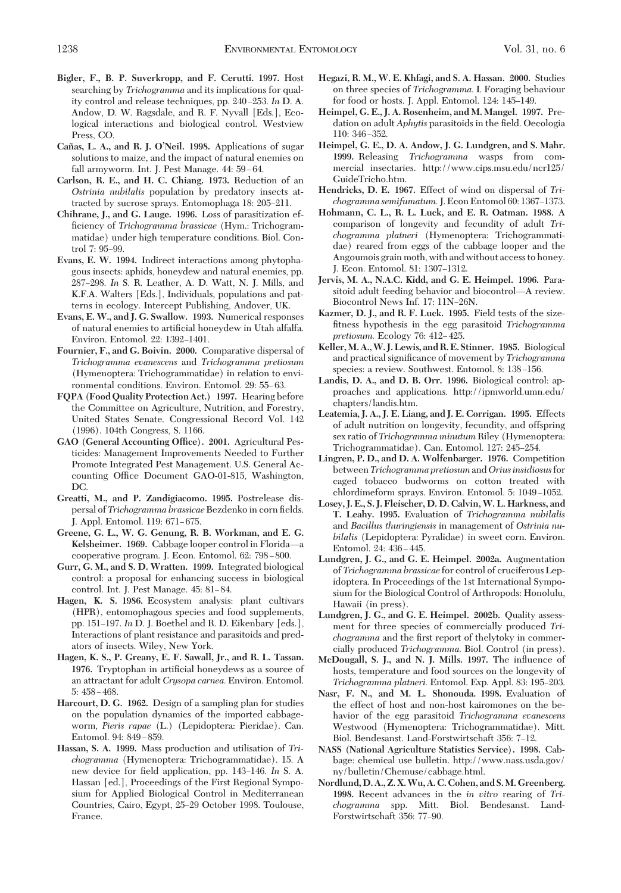**Bigler, F., B. P. Suverkropp, and F. Cerutti. 1997.** Host searching by *Trichogramma* and its implications for quality control and release techniques, pp. 240–253. *In* D. A. Andow, D. W. Ragsdale, and R. F. Nyvall [Eds.], Ecological interactions and biological control. Westview Press, CO.

**Cañas, L. A., and R. J. O'Neil. 1998.** Applications of sugar solutions to maize, and the impact of natural enemies on fall armyworm. Int. J. Pest Manage. 44: 59–64.

**Carlson, R. E., and H. C. Chiang. 1973.** Reduction of an *Ostrinia nubilalis* population by predatory insects attracted by sucrose sprays. Entomophaga 18: 205–211.

**Chihrane, J., and G. Lauge. 1996.** Loss of parasitization efficiency of *Trichogramma brassicae* (Hym.: Trichogrammatidae) under high temperature conditions. Biol. Control 7: 95–99.

**Evans, E. W. 1994.** Indirect interactions among phytophagous insects: aphids, honeydew and natural enemies, pp. 287–298. *In* S. R. Leather, A. D. Watt, N. J. Mills, and K.F.A. Walters [Eds.], Individuals, populations and patterns in ecology. Intercept Publishing, Andover, UK.

**Evans, E. W., and J. G. Swallow. 1993.** Numerical responses of natural enemies to artificial honeydew in Utah alfalfa. Environ. Entomol. 22: 1392–1401.

**Fournier, F., and G. Boivin. 2000.** Comparative dispersal of *Trichogramma evanescens* and *Trichogramma pretiosum* (Hymenoptera: Trichogrammatidae) in relation to environmental conditions. Environ. Entomol. 29: 55–63.

**FQPA (Food Quality Protection Act.) 1997.** Hearing before the Committee on Agriculture, Nutrition, and Forestry, United States Senate. Congressional Record Vol. 142 (1996). 104th Congress, S. 1166.

**GAO (General Accounting Office). 2001.** Agricultural Pesticides: Management Improvements Needed to Further Promote Integrated Pest Management. U.S. General Accounting Office Document GAO-01-815, Washington, DC.

**Greatti, M., and P. Zandigiacomo. 1995.** Postrelease dispersal of *Trichogramma brassicae* Bezdenko in corn fields. J. Appl. Entomol. 119: 671–675.

**Greene, G. L., W. G. Genung, R. B. Workman, and E. G. Kelsheimer. 1969.** Cabbage looper control in Florida—a cooperative program. J. Econ. Entomol. 62: 798–800.

**Gurr, G. M., and S. D. Wratten. 1999.** Integrated biological control: a proposal for enhancing success in biological control. Int. J. Pest Manage. 45: 81–84.

**Hagen, K. S. 1986.** Ecosystem analysis: plant cultivars (HPR), entomophagous species and food supplements, pp. 151–197. *In* D. J. Boethel and R. D. Eikenbary [eds.], Interactions of plant resistance and parasitoids and predators of insects. Wiley, New York.

**Hagen, K. S., P. Greany, E. F. Sawall, Jr., and R. L. Tassan. 1976.** Tryptophan in artificial honeydews as a source of an attractant for adult *Crysopa carnea*. Environ. Entomol. 5: 458–468.

**Harcourt, D. G. 1962.** Design of a sampling plan for studies on the population dynamics of the imported cabbageworm, *Pieris rapae* (L.) (Lepidoptera: Pieridae). Can. Entomol. 94: 849–859.

**Hassan, S. A. 1999.** Mass production and utilisation of *Trichogramma* (Hymenoptera: Trichogrammatidae). 15. A new device for field application, pp. 143–146. *In* S. A. Hassan [ed.], Proceedings of the First Regional Symposium for Applied Biological Control in Mediterranean Countries, Cairo, Egypt, 25–29 October 1998. Toulouse, France.

**Hegazi, R. M., W. E. Khfagi, and S. A. Hassan. 2000.** Studies on three species of *Trichogramma*. I. Foraging behaviour for food or hosts. J. Appl. Entomol. 124: 145–149.

**Heimpel, G. E., J. A. Rosenheim, and M. Mangel. 1997.** Predation on adult *Aphytis* parasitoids in the field. Oecologia 110: 346–352.

**Heimpel, G. E., D. A. Andow, J. G. Lundgren, and S. Mahr. 1999.** Releasing *Trichogramma* wasps from commercial insectaries. http://www.cips.msu.edu/ncr125/GuideTricho.htm.

**Hendricks, D. E. 1967.** Effect of wind on dispersal of *Trichogramma semifumatum*. J. Econ Entomol 60: 1367–1373.

**Hohmann, C. L., R. L. Luck, and E. R. Oatman. 1988.** A comparison of longevity and fecundity of adult *Trichogramma platneri* (Hymenoptera: Trichogrammatidae) reared from eggs of the cabbage looper and the Angoumois grain moth, with and without access to honey. J. Econ. Entomol. 81: 1307–1312.

**Jervis, M. A., N.A.C. Kidd, and G. E. Heimpel. 1996.** Parasitoid adult feeding behavior and biocontrol—A review. Biocontrol News Inf. 17: 11N–26N.

**Kazmer, D. J., and R. F. Luck. 1995.** Field tests of the size-fitness hypothesis in the egg parasitoid *Trichogramma pretiosum*. Ecology 76: 412–425.

**Keller, M. A., W. J. Lewis, and R. E. Stinner. 1985.** Biological and practical significance of movement by *Trichogramma* species: a review. Southwest. Entomol. 8: 138–156.

**Landis, D. A., and D. B. Orr. 1996.** Biological control: approaches and applications. http://ipmworld.umn.edu/chapters/landis.htm.

**Leatemia, J. A., J. E. Liang, and J. E. Corrigan. 1995.** Effects of adult nutrition on longevity, fecundity, and offspring sex ratio of *Trichogramma minutum* Riley (Hymenoptera: Trichogrammatidae). Can. Entomol. 127: 245–254.

**Lingren, P. D., and D. A. Wolfenbarger. 1976.** Competition between *Trichogramma pretiosum* and *Orius insidiosus* for caged tobacco budworms on cotton treated with chlordimeform sprays. Environ. Entomol. 5: 1049–1052.

**Losey, J. E., S. J. Fleischer, D. D. Calvin, W. L. Harkness, and T. Leahy. 1995.** Evaluation of *Trichogramma nubilalis* and *Bacillus thuringiensis* in management of *Ostrinia nubilalis* (Lepidoptera: Pyralidae) in sweet corn. Environ. Entomol. 24: 436–445.

**Lundgren, J. G., and G. E. Heimpel. 2002a.** Augmentation of *Trichogramma brassicae* for control of cruciferous Lepidoptera. In Proceedings of the 1st International Symposium for the Biological Control of Arthropods: Honolulu, Hawaii (in press).

**Lundgren, J. G., and G. E. Heimpel. 2002b.** Quality assessment for three species of commercially produced *Trichogramma* and the first report of thelytoky in commercially produced *Trichogramma*. Biol. Control (in press).

**McDougall, S. J., and N. J. Mills. 1997.** The influence of hosts, temperature and food sources on the longevity of *Trichogramma platneri*. Entomol. Exp. Appl. 83: 195–203.

**Nasr, F. N., and M. L. Shonouda. 1998.** Evaluation of the effect of host and non-host kairomones on the behavior of the egg parasitoid *Trichogramma evanescens* Westwood (Hymenoptera: Trichogrammatidae). Mitt. Biol. Bendesanst. Land-Forstwirtschaft 356: 7–12.

**NASS (National Agriculture Statistics Service). 1998.** Cabbage: chemical use bulletin. http://www.nass.usda.gov/ny/bulletin/Chemuse/cabbage.html.

**Nordlund, D. A., Z. X. Wu, A. C. Cohen, and S. M. Greenberg. 1998.** Recent advances in the *in vitro* rearing of *Trichogramma* spp. Mitt. Biol. Bendesanst. Land-Forstwirtschaft 356: 77–90.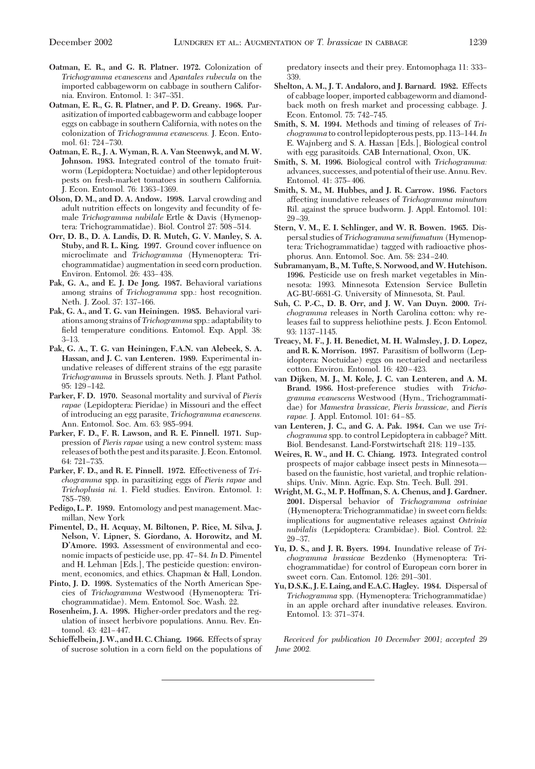**Oatman, E. R., and G. R. Platner. 1972.** Colonization of *Trichogramma evanescens* and *Apantales rubecula* on the imported cabbageworm on cabbage in southern California. Environ. Entomol. 1: 347–351.

**Oatman, E. R., G. R. Platner, and P. D. Greany. 1968.** Parasitization of imported cabbageworm and cabbage looper eggs on cabbage in southern California, with notes on the colonization of *Trichogramma evanescens.* J. Econ. Entomol. 61: 724–730.

**Oatman, E. R., J. A. Wyman, R. A. Van Steenwyk, and M. W. Johnson. 1983.** Integrated control of the tomato fruitworm (Lepidoptera: Noctuidae) and other lepidopterous pests on fresh-market tomatoes in southern California. J. Econ. Entomol. 76: 1363–1369.

**Olson, D. M., and D. A. Andow. 1998.** Larval crowding and adult nutrition effects on longevity and fecundity of female *Trichogramma nubilale* Ertle & Davis (Hymenoptera: Trichogrammatidae). Biol. Control 27: 508–514.

**Orr, D. B., D. A. Landis, D. R. Mutch, G. V. Manley, S. A. Stuby, and R. L. King. 1997.** Ground cover influence on microclimate and *Trichogramma* (Hymenoptera: Trichogrammatidae) augmentation in seed corn production. Environ. Entomol. 26: 433–438.

**Pak, G. A., and E. J. De Jong. 1987.** Behavioral variations among strains of *Trichogramma* spp.: host recognition. Neth. J. Zool. 37: 137–166.

**Pak, G. A., and T. G. van Heiningen. 1985.** Behavioral variations among strains of *Trichogramma* spp.: adaptability to field temperature conditions. Entomol. Exp. Appl. 38: 3–13.

**Pak, G. A., T. G. van Heiningen, F.A.N. van Alebeek, S. A. Hassan, and J. C. van Lenteren. 1989.** Experimental inundative releases of different strains of the egg parasite *Trichogramma* in Brussels sprouts. Neth. J. Plant Pathol. 95: 129–142.

**Parker, F. D. 1970.** Seasonal mortality and survival of *Pieris rapae* (Lepidoptera: Pieridae) in Missouri and the effect of introducing an egg parasite, *Trichogramma evanescens.* Ann. Entomol. Soc. Am. 63: 985–994.

**Parker, F. D., F. R. Lawson, and R. E. Pinnell. 1971.** Suppression of *Pieris rapae* using a new control system: mass releases of both the pest and its parasite. J. Econ. Entomol. 64: 721–735.

**Parker, F. D., and R. E. Pinnell. 1972.** Effectiveness of *Trichogramma* spp. in parasitizing eggs of *Pieris rapae* and *Trichoplusia ni.* 1. Field studies. Environ. Entomol. 1: 785–789.

**Pedigo, L. P. 1989.** Entomology and pest management. Macmillan, New York

**Pimentel, D., H. Acquay, M. Biltonen, P. Rice, M. Silva, J. Nelson, V. Lipner, S. Giordano, A. Horowitz, and M. D'Amore. 1993.** Assessment of environmental and economic impacts of pesticide use, pp. 47–84. *In* D. Pimentel and H. Lehman [Eds.], The pesticide question: environment, economics, and ethics. Chapman & Hall, London.

**Pinto, J. D. 1998.** Systematics of the North American Species of *Trichogramma* Westwood (Hymenoptera: Trichogrammatidae). Mem. Entomol. Soc. Wash. 22.

**Rosenheim, J. A. 1998.** Higher-order predators and the regulation of insect herbivore populations. Annu. Rev. Entomol. 43: 421–447.

**Schieffelbein, J. W., and H. C. Chiang. 1966.** Effects of spray of sucrose solution in a corn field on the populations of predatory insects and their prey. Entomophaga 11: 333–339.

**Shelton, A. M., J. T. Andaloro, and J. Barnard. 1982.** Effects of cabbage looper, imported cabbageworm and diamondback moth on fresh market and processing cabbage. J. Econ. Entomol. 75: 742–745.

**Smith, S. M. 1994.** Methods and timing of releases of *Trichogramma* to control lepidopterous pests, pp. 113–144. *In* E. Wajnberg and S. A. Hassan [Eds.], Biological control with egg parasitoids. CAB International, Oxon, UK.

**Smith, S. M. 1996.** Biological control with *Trichogramma:* advances, successes, and potential of their use. Annu. Rev. Entomol. 41: 375–406.

**Smith, S. M., M. Hubbes, and J. R. Carrow. 1986.** Factors affecting inundative releases of *Trichogramma minutum* Ril. against the spruce budworm. J. Appl. Entomol. 101: 29–39.

**Stern, V. M., E. I. Schlinger, and W. R. Bowen. 1965.** Dispersal studies of *Trichogramma semifumatum* (Hymenoptera: Trichogrammatidae) tagged with radioactive phosphorus. Ann. Entomol. Soc. Am. 58: 234–240.

**Subramanyam, B., M. Tufte, S. Norwood, and W. Hutchison. 1996.** Pesticide use on fresh market vegetables in Minnesota: 1993. Minnesota Extension Service Bulletin AG-BU-6681-G. University of Minnesota, St. Paul.

**Suh, C. P.-C., D. B. Orr, and J. W. Van Duyn. 2000.** *Trichogramma* releases in North Carolina cotton: why releases fail to suppress heliothine pests. J. Econ Entomol. 93: 1137–1145.

**Treacy, M. F., J. H. Benedict, M. H. Walmsley, J. D. Lopez, and R. K. Morrison. 1987.** Parasitism of bollworm (Lepidoptera: Noctuidae) eggs on nectaried and nectariless cotton. Environ. Entomol. 16: 420–423.

**van Dijken, M. J., M. Kole, J. C. van Lenteren, and A. M. Brand. 1986.** Host-preference studies with *Trichogramma evanescens* Westwood (Hym., Trichogrammatidae) for *Mamestra brassicae, Pieris brassicae,* and *Pieris rapae.* J. Appl. Entomol. 101: 64–85.

**van Lenteren, J. C., and G. A. Pak. 1984.** Can we use *Trichogramma* spp. to control Lepidoptera in cabbage? Mitt. Biol. Bendesanst. Land-Forstwirtschaft 218: 119–135.

**Weires, R. W., and H. C. Chiang. 1973.** Integrated control prospects of major cabbage insect pests in Minnesota—based on the faunistic, host varietal, and trophic relationships. Univ. Minn. Agric. Exp. Stn. Tech. Bull. 291.

**Wright, M. G., M. P. Hoffman, S. A. Chenus, and J. Gardner. 2001.** Dispersal behavior of *Trichogramma ostriniae* (Hymenoptera: Trichogrammatidae) in sweet corn fields: implications for augmentative releases against *Ostrinia nubilalis* (Lepidoptera: Crambidae). Biol. Control. 22: 29–37.

**Yu, D. S., and J. R. Byers. 1994.** Inundative release of *Trichogramma brassicae* Bezdenko (Hymenoptera: Trichogrammatidae) for control of European corn borer in sweet corn. Can. Entomol. 126: 291–301.

**Yu, D.S.K., J. E. Laing, and E.A.C. Hagley. 1984.** Dispersal of *Trichogramma* spp. (Hymenoptera: Trichogrammatidae) in an apple orchard after inundative releases. Environ. Entomol. 13: 371–374.

*Received for publication 10 December 2001; accepted 29 June 2002.*